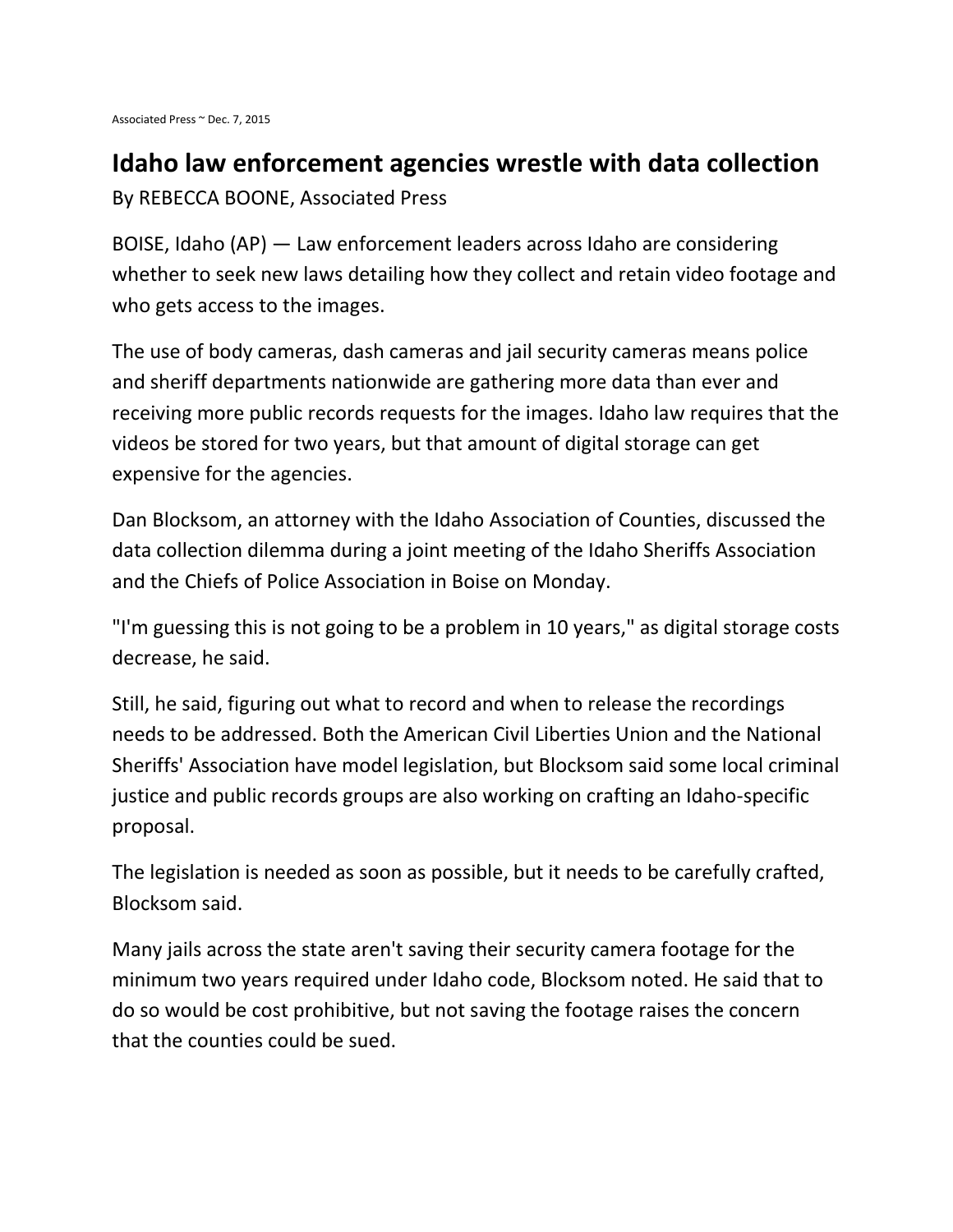Associated Press ~ Dec. 7, 2015

# Idaho law enforcement agencies wrestle with data collection

By REBECCA BOONE, Associated Press

BOISE, Idaho (AP) — Law enforcement leaders across Idaho are considering whether to seek new laws detailing how they collect and retain video footage and who gets access to the images.

The use of body cameras, dash cameras and jail security cameras means police and sheriff departments nationwide are gathering more data than ever and receiving more public records requests for the images. Idaho law requires that the videos be stored for two years, but that amount of digital storage can get expensive for the agencies.

Dan Blocksom, an attorney with the Idaho Association of Counties, discussed the data collection dilemma during a joint meeting of the Idaho Sheriffs Association and the Chiefs of Police Association in Boise on Monday.

"I'm guessing this is not going to be a problem in 10 years," as digital storage costs decrease, he said.

Still, he said, figuring out what to record and when to release the recordings needs to be addressed. Both the American Civil Liberties Union and the National Sheriffs' Association have model legislation, but Blocksom said some local criminal justice and public records groups are also working on crafting an Idaho-specific proposal.

The legislation is needed as soon as possible, but it needs to be carefully crafted, Blocksom said.

Many jails across the state aren't saving their security camera footage for the minimum two years required under Idaho code, Blocksom noted. He said that to do so would be cost prohibitive, but not saving the footage raises the concern that the counties could be sued.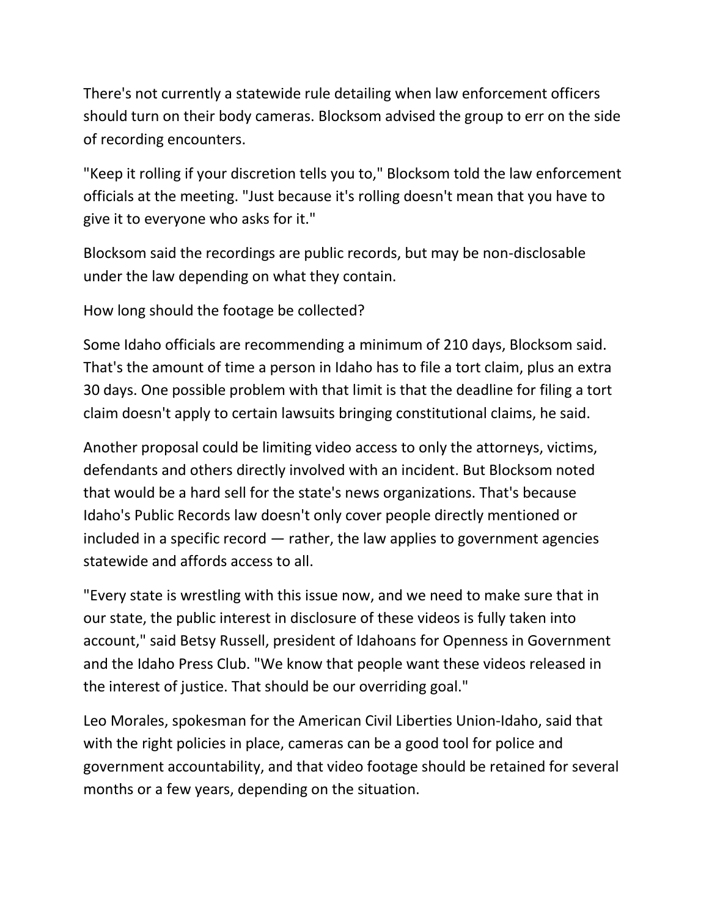There's not currently a statewide rule detailing when law enforcement officers should turn on their body cameras. Blocksom advised the group to err on the side of recording encounters.

"Keep it rolling if your discretion tells you to," Blocksom told the law enforcement officials at the meeting. "Just because it's rolling doesn't mean that you have to give it to everyone who asks for it."

Blocksom said the recordings are public records, but may be non-disclosable under the law depending on what they contain.

How long should the footage be collected?

Some Idaho officials are recommending a minimum of 210 days, Blocksom said. That's the amount of time a person in Idaho has to file a tort claim, plus an extra 30 days. One possible problem with that limit is that the deadline for filing a tort claim doesn't apply to certain lawsuits bringing constitutional claims, he said.

Another proposal could be limiting video access to only the attorneys, victims, defendants and others directly involved with an incident. But Blocksom noted that would be a hard sell for the state's news organizations. That's because Idaho's Public Records law doesn't only cover people directly mentioned or included in a specific record — rather, the law applies to government agencies statewide and affords access to all.

"Every state is wrestling with this issue now, and we need to make sure that in our state, the public interest in disclosure of these videos is fully taken into account," said Betsy Russell, president of Idahoans for Openness in Government and the Idaho Press Club. "We know that people want these videos released in the interest of justice. That should be our overriding goal."

Leo Morales, spokesman for the American Civil Liberties Union-Idaho, said that with the right policies in place, cameras can be a good tool for police and government accountability, and that video footage should be retained for several months or a few years, depending on the situation.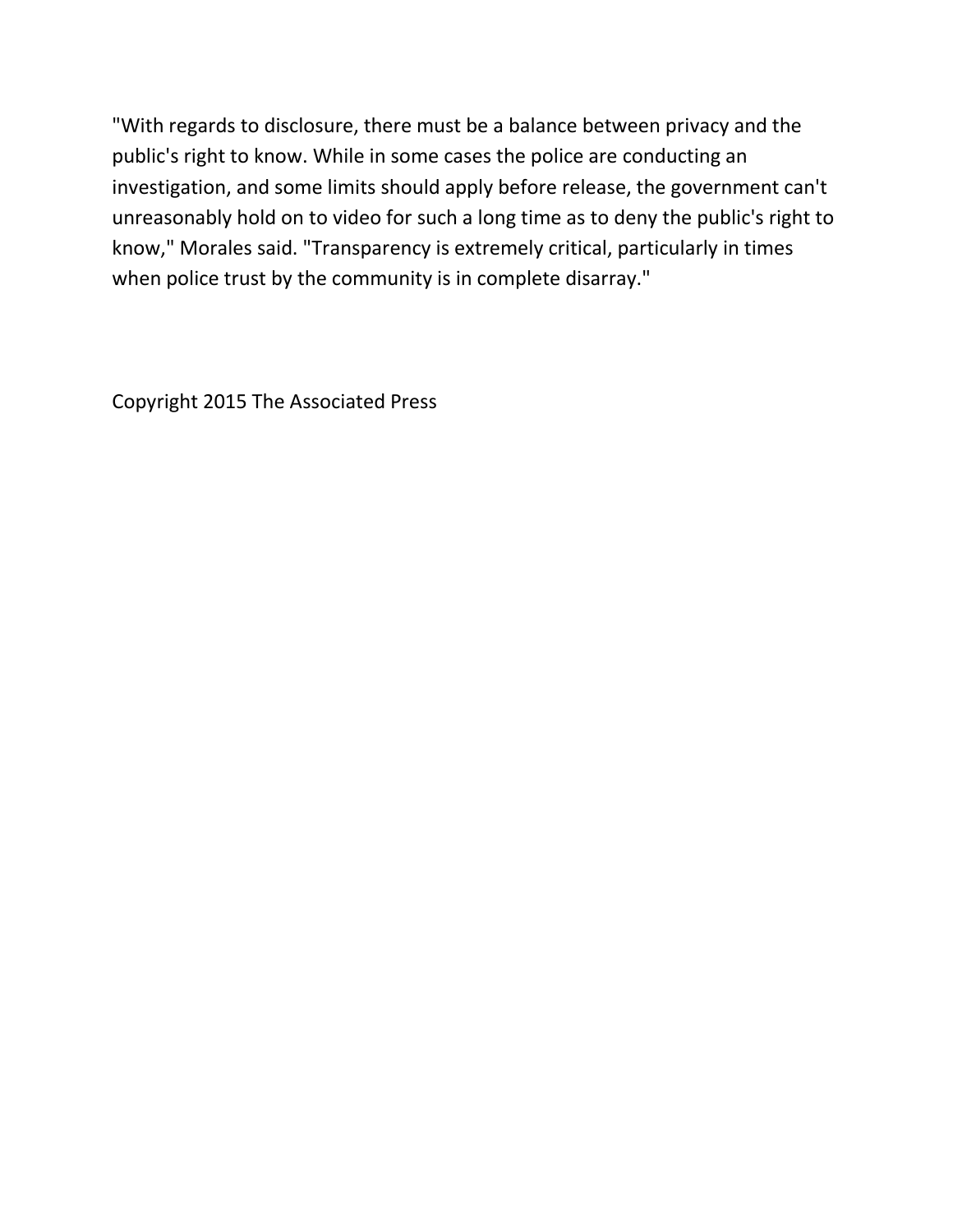"With regards to disclosure, there must be a balance between privacy and the public's right to know. While in some cases the police are conducting an investigation, and some limits should apply before release, the government can't unreasonably hold on to video for such a long time as to deny the public's right to know," Morales said. "Transparency is extremely critical, particularly in times when police trust by the community is in complete disarray."

Copyright 2015 The Associated Press